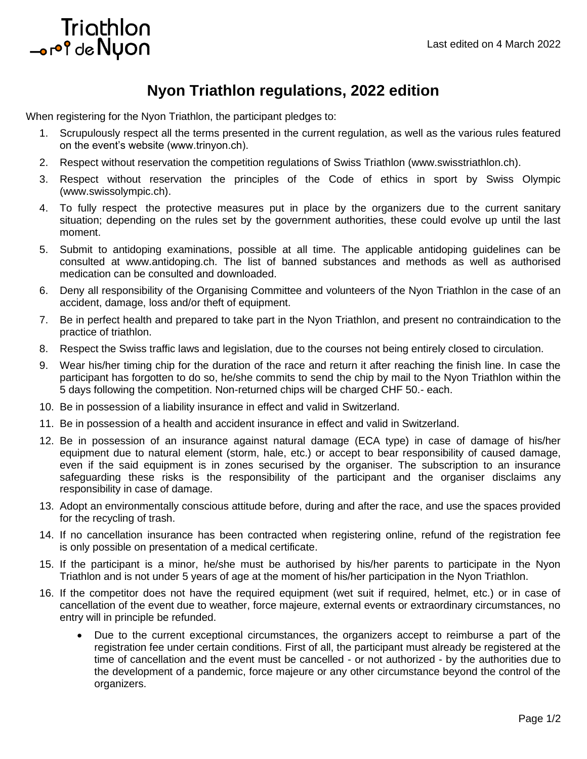Triathlon de Nyon

Last edited on 4 March 2022

# Nyon Triathlon regulations, 2022 edition

When registering for the Nyon Triathlon, the participant pledges to:

1. Scrupulously respect all the terms presented in the current regulation, as well as the various rules featured on the event's website (www.trinyon.ch).
2. Respect without reservation the competition regulations of Swiss Triathlon (www.swisstriathlon.ch).
3. Respect without reservation the principles of the Code of ethics in sport by Swiss Olympic (www.swissolympic.ch).
4. To fully respect the protective measures put in place by the organizers due to the current sanitary situation; depending on the rules set by the government authorities, these could evolve up until the last moment.
5. Submit to antidoping examinations, possible at all time. The applicable antidoping guidelines can be consulted at www.antidoping.ch. The list of banned substances and methods as well as authorised medication can be consulted and downloaded.
6. Deny all responsibility of the Organising Committee and volunteers of the Nyon Triathlon in the case of an accident, damage, loss and/or theft of equipment.
7. Be in perfect health and prepared to take part in the Nyon Triathlon, and present no contraindication to the practice of triathlon.
8. Respect the Swiss traffic laws and legislation, due to the courses not being entirely closed to circulation.
9. Wear his/her timing chip for the duration of the race and return it after reaching the finish line. In case the participant has forgotten to do so, he/she commits to send the chip by mail to the Nyon Triathlon within the 5 days following the competition. Non-returned chips will be charged CHF 50.- each.
10. Be in possession of a liability insurance in effect and valid in Switzerland.
11. Be in possession of a health and accident insurance in effect and valid in Switzerland.
12. Be in possession of an insurance against natural damage (ECA type) in case of damage of his/her equipment due to natural element (storm, hale, etc.) or accept to bear responsibility of caused damage, even if the said equipment is in zones securised by the organiser. The subscription to an insurance safeguarding these risks is the responsibility of the participant and the organiser disclaims any responsibility in case of damage.
13. Adopt an environmentally conscious attitude before, during and after the race, and use the spaces provided for the recycling of trash.
14. If no cancellation insurance has been contracted when registering online, refund of the registration fee is only possible on presentation of a medical certificate.
15. If the participant is a minor, he/she must be authorised by his/her parents to participate in the Nyon Triathlon and is not under 5 years of age at the moment of his/her participation in the Nyon Triathlon.
16. If the competitor does not have the required equipment (wet suit if required, helmet, etc.) or in case of cancellation of the event due to weather, force majeure, external events or extraordinary circumstances, no entry will in principle be refunded.
    - Due to the current exceptional circumstances, the organizers accept to reimburse a part of the registration fee under certain conditions. First of all, the participant must already be registered at the time of cancellation and the event must be cancelled - or not authorized - by the authorities due to the development of a pandemic, force majeure or any other circumstance beyond the control of the organizers.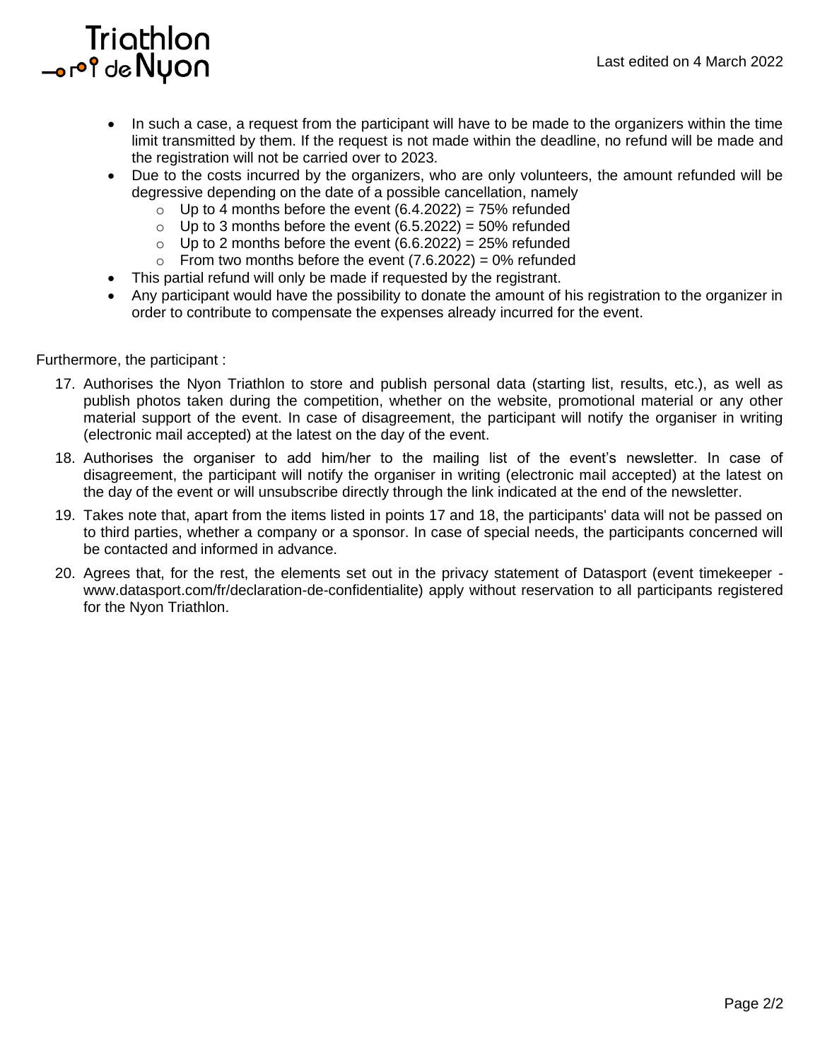- In such a case, a request from the participant will have to be made to the organizers within the time limit transmitted by them. If the request is not made within the deadline, no refund will be made and the registration will not be carried over to 2023.
- Due to the costs incurred by the organizers, who are only volunteers, the amount refunded will be degressive depending on the date of a possible cancellation, namely
  - Up to 4 months before the event (6.4.2022) = 75% refunded
  - Up to 3 months before the event (6.5.2022) = 50% refunded
  - Up to 2 months before the event (6.6.2022) = 25% refunded
  - From two months before the event (7.6.2022) = 0% refunded
- This partial refund will only be made if requested by the registrant.
- Any participant would have the possibility to donate the amount of his registration to the organizer in order to contribute to compensate the expenses already incurred for the event.

Furthermore, the participant :

17. Authorises the Nyon Triathlon to store and publish personal data (starting list, results, etc.), as well as publish photos taken during the competition, whether on the website, promotional material or any other material support of the event. In case of disagreement, the participant will notify the organiser in writing (electronic mail accepted) at the latest on the day of the event.
18. Authorises the organiser to add him/her to the mailing list of the event's newsletter. In case of disagreement, the participant will notify the organiser in writing (electronic mail accepted) at the latest on the day of the event or will unsubscribe directly through the link indicated at the end of the newsletter.
19. Takes note that, apart from the items listed in points 17 and 18, the participants' data will not be passed on to third parties, whether a company or a sponsor. In case of special needs, the participants concerned will be contacted and informed in advance.
20. Agrees that, for the rest, the elements set out in the privacy statement of Datasport (event timekeeper - www.datasport.com/fr/declaration-de-confidentialite) apply without reservation to all participants registered for the Nyon Triathlon.